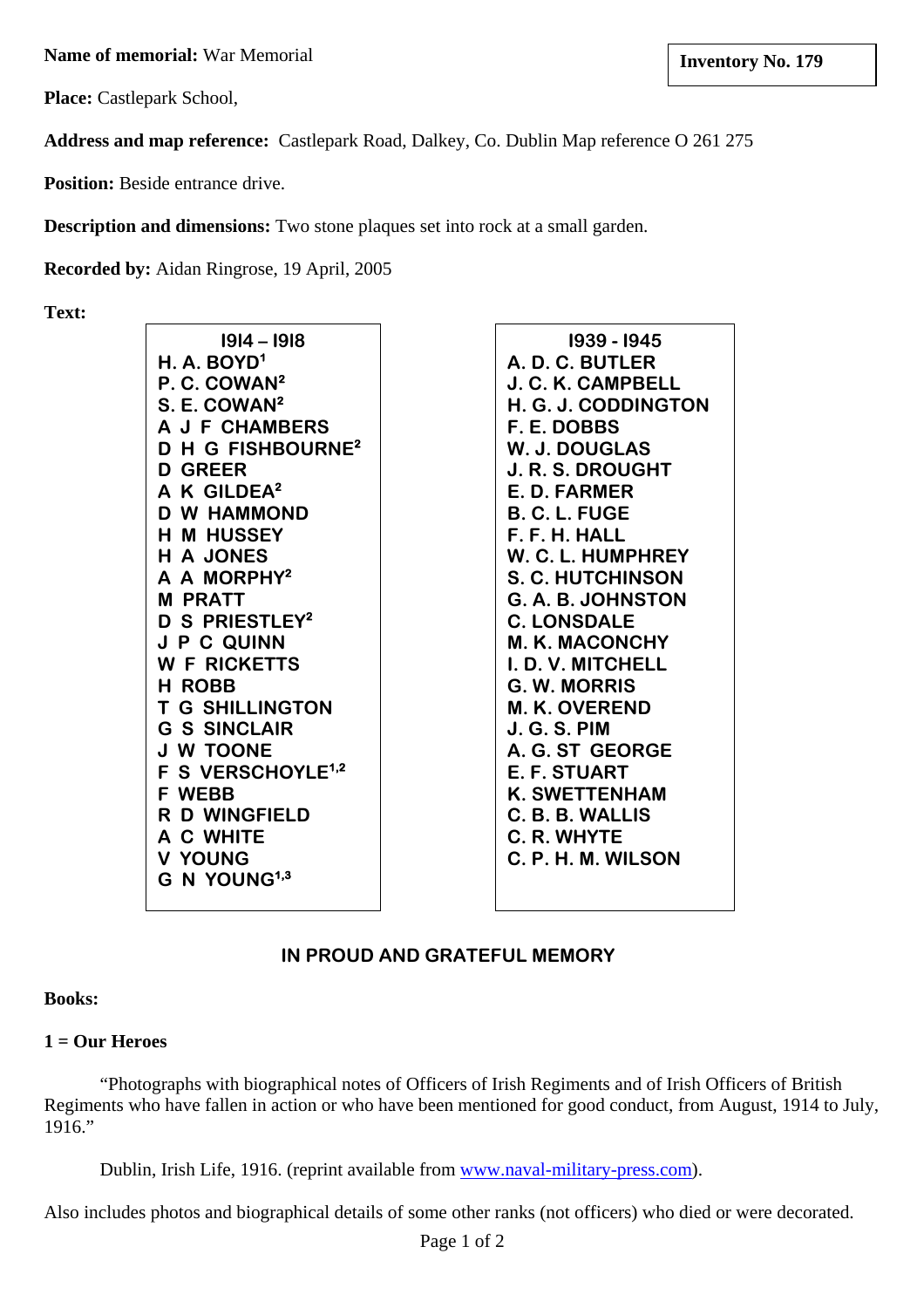**Name of memorial:** War Memorial

**Inventory No. 179**

**Place:** Castlepark School,

**Address and map reference:** Castlepark Road, Dalkey, Co. Dublin Map reference O 261 275

**Position:** Beside entrance drive.

**Description and dimensions:** Two stone plaques set into rock at a small garden.

**Recorded by:** Aidan Ringrose, 19 April, 2005

**Text:**

| 1914 – 1918 | 1939 - 1945 |
|---|---|
| H. A. BOYD[1] | A. D. C. BUTLER |
| P. C. COWAN[2] | J. C. K. CAMPBELL |
| S. E. COWAN[2] | H. G. J. CODDINGTON |
| A J F CHAMBERS | F. E. DOBBS |
| D H G FISHBOURNE[2] | W. J. DOUGLAS |
| D GREER | J. R. S. DROUGHT |
| A K GILDEA[2] | E. D. FARMER |
| D W HAMMOND | B. C. L. FUGE |
| H M HUSSEY | F. F. H. HALL |
| H A JONES | W. C. L. HUMPHREY |
| A A MORPHY[2] | S. C. HUTCHINSON |
| M PRATT | G. A. B. JOHNSTON |
| D S PRIESTLEY[2] | C. LONSDALE |
| J P C QUINN | M. K. MACONCHY |
| W F RICKETTS | I. D. V. MITCHELL |
| H ROBB | G. W. MORRIS |
| T G SHILLINGTON | M. K. OVEREND |
| G S SINCLAIR | J. G. S. PIM |
| J W TOONE | A. G. ST GEORGE |
| F S VERSCHOYLE[1,2] | E. F. STUART |
| F WEBB | K. SWETTENHAM |
| R D WINGFIELD | C. B. B. WALLIS |
| A C WHITE | C. R. WHYTE |
| V YOUNG | C. P. H. M. WILSON |
| G N YOUNG[1,3] | |

IN PROUD AND GRATEFUL MEMORY

**Books:**

**1 = Our Heroes**

"Photographs with biographical notes of Officers of Irish Regiments and of Irish Officers of British Regiments who have fallen in action or who have been mentioned for good conduct, from August, 1914 to July, 1916."

Dublin, Irish Life, 1916. (reprint available from www.naval-military-press.com).

Also includes photos and biographical details of some other ranks (not officers) who died or were decorated.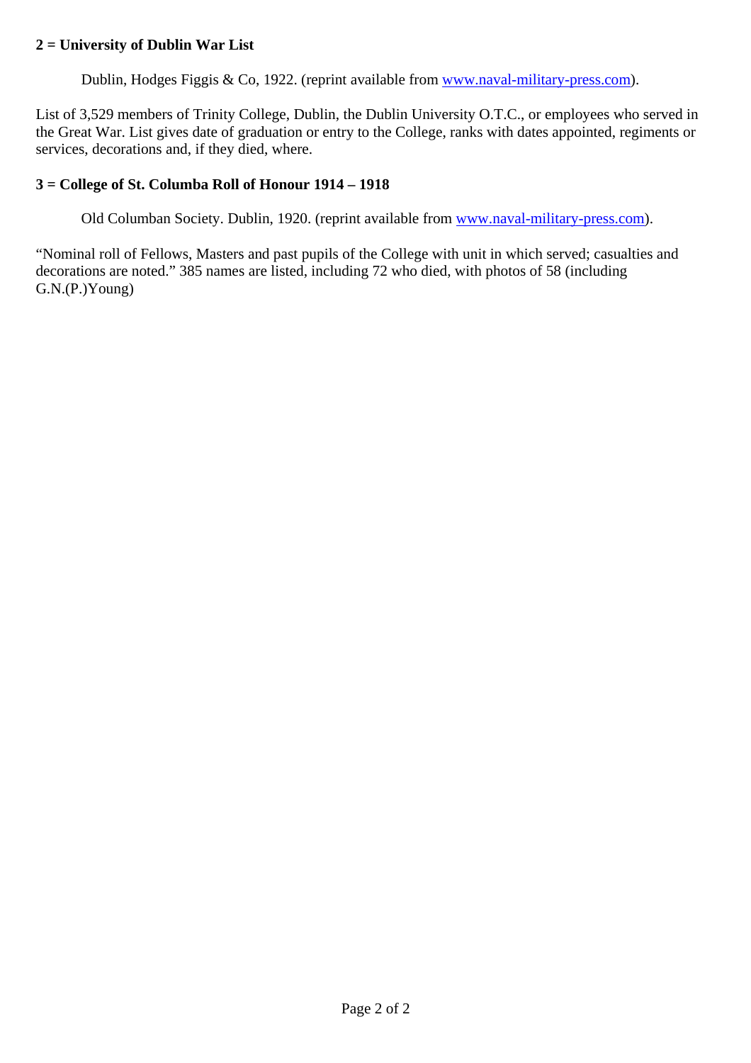**2 = University of Dublin War List**

Dublin, Hodges Figgis & Co, 1922. (reprint available from www.naval-military-press.com).

List of 3,529 members of Trinity College, Dublin, the Dublin University O.T.C., or employees who served in the Great War. List gives date of graduation or entry to the College, ranks with dates appointed, regiments or services, decorations and, if they died, where.

**3 = College of St. Columba Roll of Honour 1914 – 1918**

Old Columban Society. Dublin, 1920. (reprint available from www.naval-military-press.com).

"Nominal roll of Fellows, Masters and past pupils of the College with unit in which served; casualties and decorations are noted." 385 names are listed, including 72 who died, with photos of 58 (including G.N.(P.)Young)